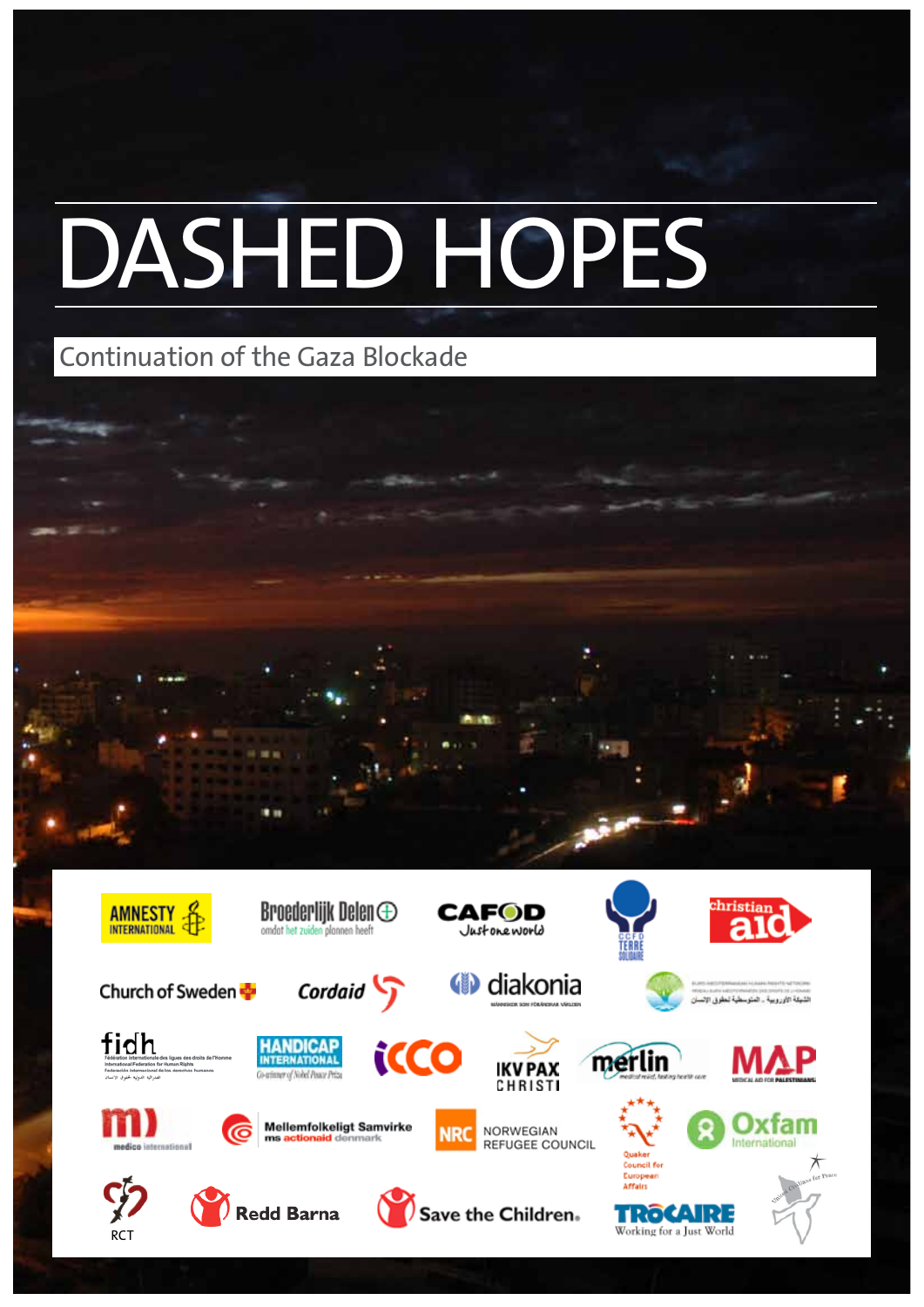# DASHED HOPES

## Continuation of the Gaza Blockade

AMNESTY INTERNATIONAL

Broederlijk Delen
omdat het zuiden plannen heeft

CAFOD
Just one world

CCFD TERRE SOLIDAIRE

christian aid

Church of Sweden

Cordaid

diakonia

EURO-MEDITERRANEAN HUMAN RIGHTS NETWORK
RÉSEAU EURO-MÉDITERRANÉEN DES DROITS DE L'HOMME
الشبكة الأوروبية - المتوسطية لحقوق الإنسان

fidh
fédération internationale des ligues des droits de l'Homme
International Federation for Human Rights
Federación Internacional de los derechos humanos

HANDICAP INTERNATIONAL
Co-winner of Nobel Peace Prize

icco

IKV PAX CHRISTI

merlin
medical relief, lasting health care

MAP
MEDICAL AID FOR PALESTINIANS

medico international

Mellemfolkeligt Samvirke
ms actionaid denmark

NRC NORWEGIAN REFUGEE COUNCIL

Quaker Council for European Affairs

Oxfam International

RCT

Redd Barna

Save the Children

TROCAIRE
Working for a Just World

United Civilians for Peace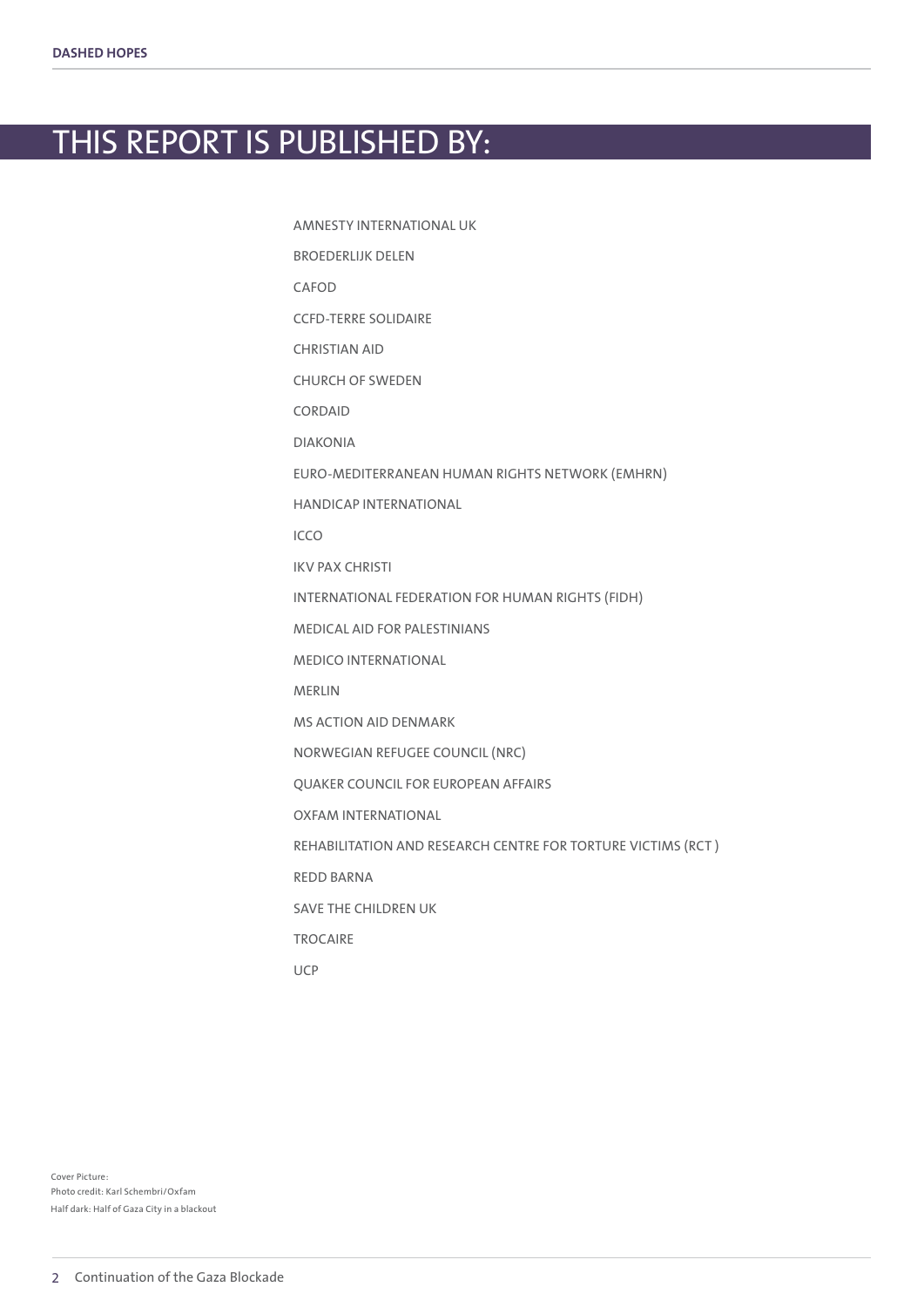# THIS REPORT IS PUBLISHED BY:

AMNESTY INTERNATIONAL UK

BROEDERLIJK DELEN

CAFOD

CCFD-TERRE SOLIDAIRE

CHRISTIAN AID

CHURCH OF SWEDEN

CORDAID

DIAKONIA

EURO-MEDITERRANEAN HUMAN RIGHTS NETWORK (EMHRN)

HANDICAP INTERNATIONAL

ICCO

IKV PAX CHRISTI

INTERNATIONAL FEDERATION FOR HUMAN RIGHTS (FIDH)

MEDICAL AID FOR PALESTINIANS

MEDICO INTERNATIONAL

MERLIN

MS ACTION AID DENMARK

NORWEGIAN REFUGEE COUNCIL (NRC)

QUAKER COUNCIL FOR EUROPEAN AFFAIRS

OXFAM INTERNATIONAL

REHABILITATION AND RESEARCH CENTRE FOR TORTURE VICTIMS (RCT )

REDD BARNA

SAVE THE CHILDREN UK

TROCAIRE

UCP

Cover Picture:
Photo credit: Karl Schembri/Oxfam
Half dark: Half of Gaza City in a blackout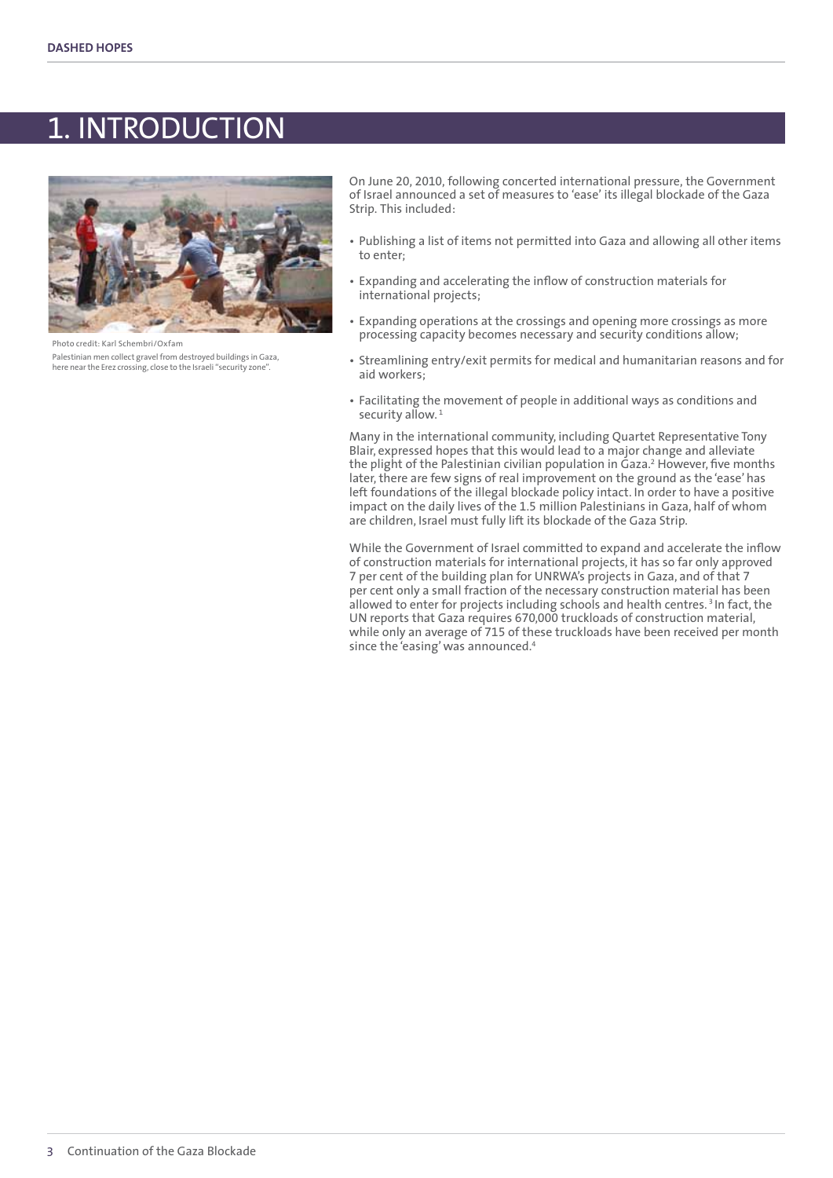# 1. INTRODUCTION

Photo credit: Karl Schembri/Oxfam

Palestinian men collect gravel from destroyed buildings in Gaza, here near the Erez crossing, close to the Israeli "security zone".

On June 20, 2010, following concerted international pressure, the Government of Israel announced a set of measures to 'ease' its illegal blockade of the Gaza Strip. This included:

- Publishing a list of items not permitted into Gaza and allowing all other items to enter;
- Expanding and accelerating the inflow of construction materials for international projects;
- Expanding operations at the crossings and opening more crossings as more processing capacity becomes necessary and security conditions allow;
- Streamlining entry/exit permits for medical and humanitarian reasons and for aid workers;
- Facilitating the movement of people in additional ways as conditions and security allow.[1]

Many in the international community, including Quartet Representative Tony Blair, expressed hopes that this would lead to a major change and alleviate the plight of the Palestinian civilian population in Gaza.[2] However, five months later, there are few signs of real improvement on the ground as the 'ease' has left foundations of the illegal blockade policy intact. In order to have a positive impact on the daily lives of the 1.5 million Palestinians in Gaza, half of whom are children, Israel must fully lift its blockade of the Gaza Strip.

While the Government of Israel committed to expand and accelerate the inflow of construction materials for international projects, it has so far only approved 7 per cent of the building plan for UNRWA's projects in Gaza, and of that 7 per cent only a small fraction of the necessary construction material has been allowed to enter for projects including schools and health centres.[3] In fact, the UN reports that Gaza requires 670,000 truckloads of construction material, while only an average of 715 of these truckloads have been received per month since the 'easing' was announced.[4]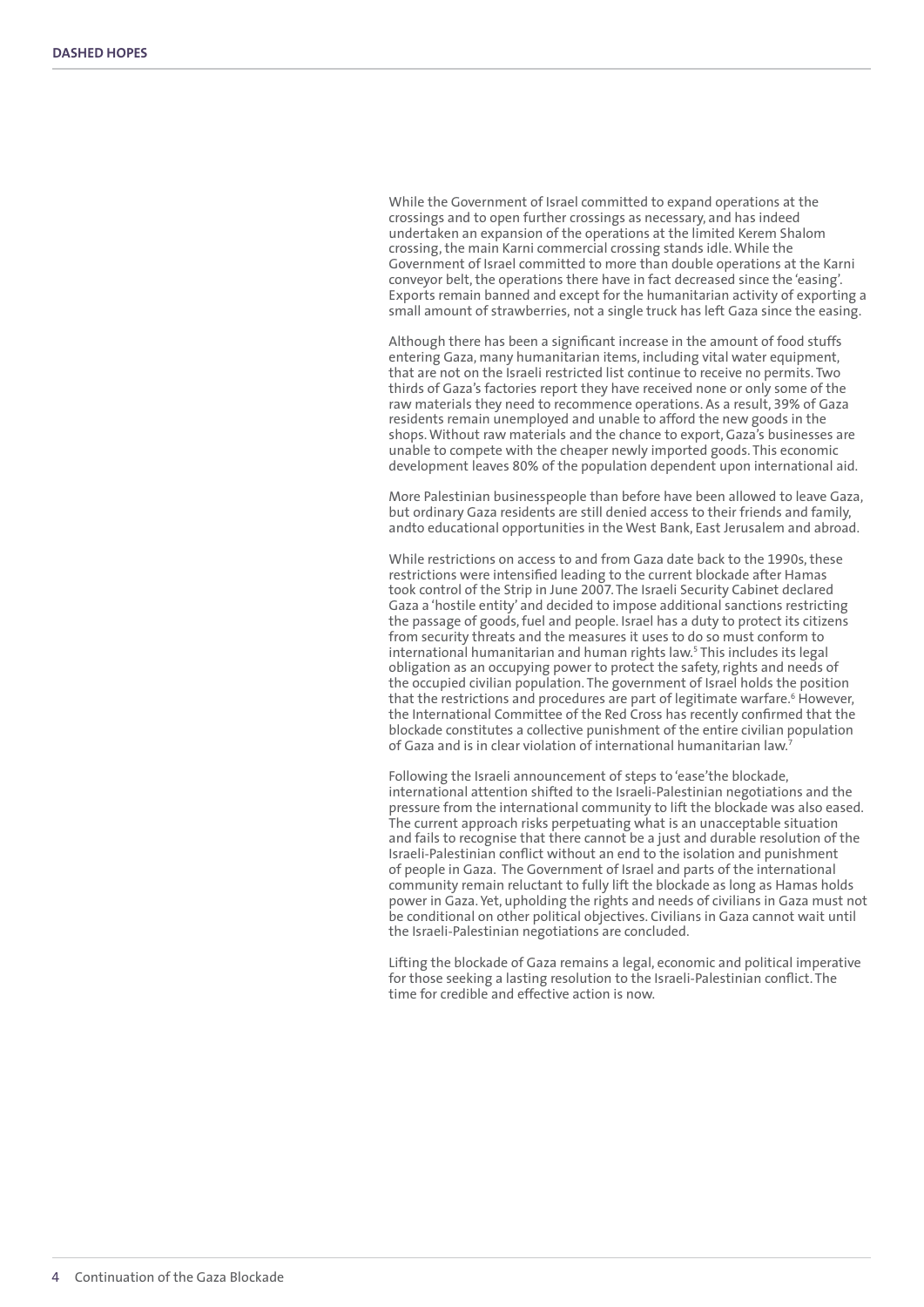While the Government of Israel committed to expand operations at the crossings and to open further crossings as necessary, and has indeed undertaken an expansion of the operations at the limited Kerem Shalom crossing, the main Karni commercial crossing stands idle. While the Government of Israel committed to more than double operations at the Karni conveyor belt, the operations there have in fact decreased since the 'easing'. Exports remain banned and except for the humanitarian activity of exporting a small amount of strawberries, not a single truck has left Gaza since the easing.

Although there has been a significant increase in the amount of food stuffs entering Gaza, many humanitarian items, including vital water equipment, that are not on the Israeli restricted list continue to receive no permits. Two thirds of Gaza's factories report they have received none or only some of the raw materials they need to recommence operations. As a result, 39% of Gaza residents remain unemployed and unable to afford the new goods in the shops. Without raw materials and the chance to export, Gaza's businesses are unable to compete with the cheaper newly imported goods. This economic development leaves 80% of the population dependent upon international aid.

More Palestinian businesspeople than before have been allowed to leave Gaza, but ordinary Gaza residents are still denied access to their friends and family, andto educational opportunities in the West Bank, East Jerusalem and abroad.

While restrictions on access to and from Gaza date back to the 1990s, these restrictions were intensified leading to the current blockade after Hamas took control of the Strip in June 2007. The Israeli Security Cabinet declared Gaza a 'hostile entity' and decided to impose additional sanctions restricting the passage of goods, fuel and people. Israel has a duty to protect its citizens from security threats and the measures it uses to do so must conform to international humanitarian and human rights law.[5] This includes its legal obligation as an occupying power to protect the safety, rights and needs of the occupied civilian population. The government of Israel holds the position that the restrictions and procedures are part of legitimate warfare.[6] However, the International Committee of the Red Cross has recently confirmed that the blockade constitutes a collective punishment of the entire civilian population of Gaza and is in clear violation of international humanitarian law.[7]

Following the Israeli announcement of steps to 'ease'the blockade, international attention shifted to the Israeli-Palestinian negotiations and the pressure from the international community to lift the blockade was also eased. The current approach risks perpetuating what is an unacceptable situation and fails to recognise that there cannot be a just and durable resolution of the Israeli-Palestinian conflict without an end to the isolation and punishment of people in Gaza. The Government of Israel and parts of the international community remain reluctant to fully lift the blockade as long as Hamas holds power in Gaza. Yet, upholding the rights and needs of civilians in Gaza must not be conditional on other political objectives. Civilians in Gaza cannot wait until the Israeli-Palestinian negotiations are concluded.

Lifting the blockade of Gaza remains a legal, economic and political imperative for those seeking a lasting resolution to the Israeli-Palestinian conflict. The time for credible and effective action is now.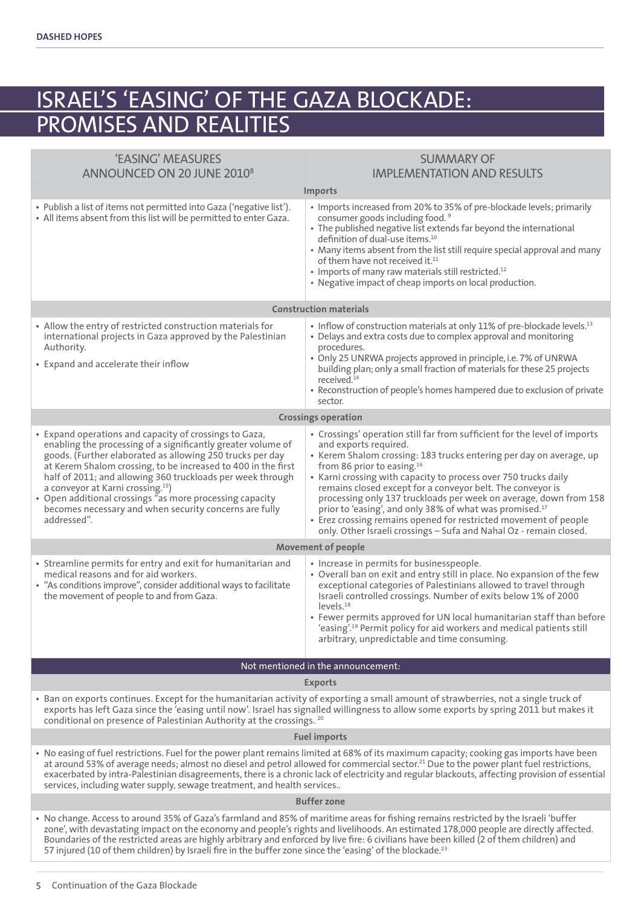# ISRAEL'S 'EASING' OF THE GAZA BLOCKADE: PROMISES AND REALITIES

| 'EASING' MEASURES ANNOUNCED ON 20 JUNE 2010[8] | SUMMARY OF IMPLEMENTATION AND RESULTS |
|---|---|
| **Imports** | |
| • Publish a list of items not permitted into Gaza ('negative list').<br>• All items absent from this list will be permitted to enter Gaza. | • Imports increased from 20% to 35% of pre-blockade levels; primarily consumer goods including food.[9]<br>• The published negative list extends far beyond the international definition of dual-use items.[10]<br>• Many items absent from the list still require special approval and many of them have not received it.[11]<br>• Imports of many raw materials still restricted.[12]<br>• Negative impact of cheap imports on local production. |
| **Construction materials** | |
| • Allow the entry of restricted construction materials for international projects in Gaza approved by the Palestinian Authority.<br>• Expand and accelerate their inflow | • Inflow of construction materials at only 11% of pre-blockade levels.[13]<br>• Delays and extra costs due to complex approval and monitoring procedures.<br>• Only 25 UNRWA projects approved in principle, i.e. 7% of UNRWA building plan; only a small fraction of materials for these 25 projects received.[14]<br>• Reconstruction of people's homes hampered due to exclusion of private sector. |
| **Crossings operation** | |
| • Expand operations and capacity of crossings to Gaza, enabling the processing of a significantly greater volume of goods. (Further elaborated as allowing 250 trucks per day at Kerem Shalom crossing, to be increased to 400 in the first half of 2011; and allowing 360 truckloads per week through a conveyor at Karni crossing.[15])<br>• Open additional crossings "as more processing capacity becomes necessary and when security concerns are fully addressed". | • Crossings' operation still far from sufficient for the level of imports and exports required.<br>• Kerem Shalom crossing: 183 trucks entering per day on average, up from 86 prior to easing.[16]<br>• Karni crossing with capacity to process over 750 trucks daily remains closed except for a conveyor belt. The conveyor is processing only 137 truckloads per week on average, down from 158 prior to 'easing', and only 38% of what was promised.[17]<br>• Erez crossing remains opened for restricted movement of people only. Other Israeli crossings – Sufa and Nahal Oz - remain closed. |
| **Movement of people** | |
| • Streamline permits for entry and exit for humanitarian and medical reasons and for aid workers.<br>• "As conditions improve", consider additional ways to facilitate the movement of people to and from Gaza. | • Increase in permits for businesspeople.<br>• Overall ban on exit and entry still in place. No expansion of the few exceptional categories of Palestinians allowed to travel through Israeli controlled crossings. Number of exits below 1% of 2000 levels.[18]<br>• Fewer permits approved for UN local humanitarian staff than before 'easing'.[19] Permit policy for aid workers and medical patients still arbitrary, unpredictable and time consuming. |

**Not mentioned in the announcement:**

**Exports**

• Ban on exports continues. Except for the humanitarian activity of exporting a small amount of strawberries, not a single truck of exports has left Gaza since the 'easing until now'. Israel has signalled willingness to allow some exports by spring 2011 but makes it conditional on presence of Palestinian Authority at the crossings.[20]

**Fuel imports**

• No easing of fuel restrictions. Fuel for the power plant remains limited at 68% of its maximum capacity; cooking gas imports have been at around 53% of average needs; almost no diesel and petrol allowed for commercial sector.[21] Due to the power plant fuel restrictions, exacerbated by intra-Palestinian disagreements, there is a chronic lack of electricity and regular blackouts, affecting provision of essential services, including water supply, sewage treatment, and health services..

**Buffer zone**

• No change. Access to around 35% of Gaza's farmland and 85% of maritime areas for fishing remains restricted by the Israeli 'buffer zone', with devastating impact on the economy and people's rights and livelihoods. An estimated 178,000 people are directly affected. Boundaries of the restricted areas are highly arbitrary and enforced by live fire: 6 civilians have been killed (2 of them children) and 57 injured (10 of them children) by Israeli fire in the buffer zone since the 'easing' of the blockade.[23]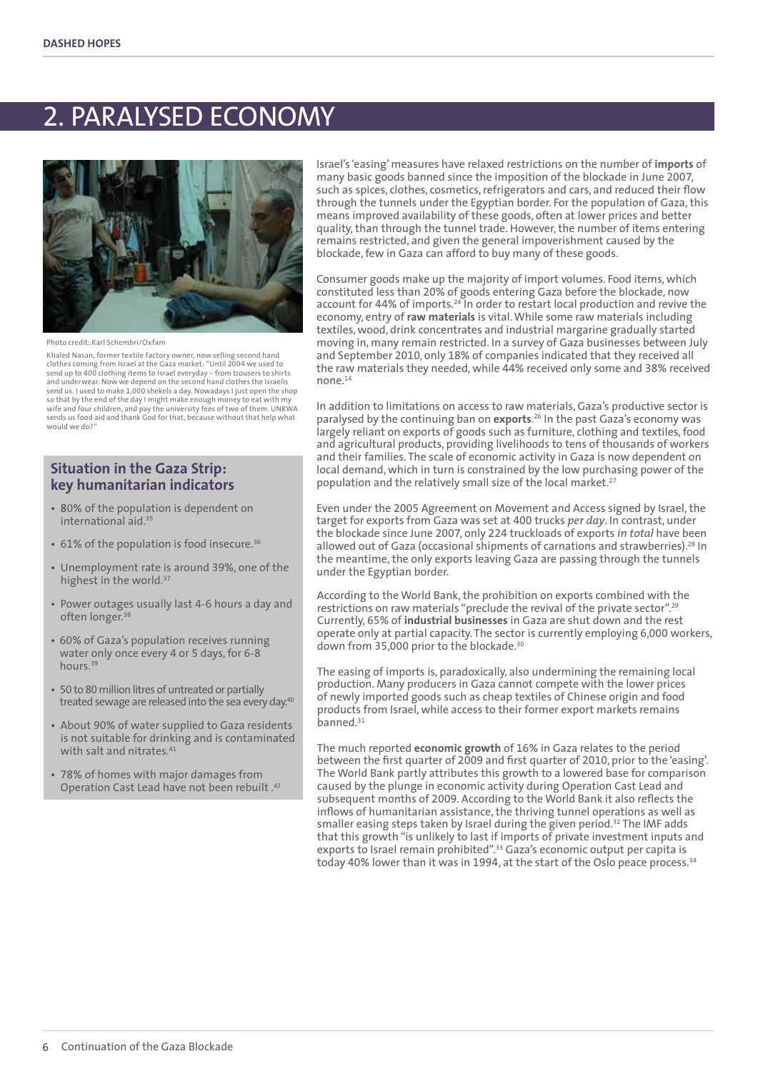# 2. PARALYSED ECONOMY

Photo credit: Karl Schembri/Oxfam

Khaled Nasan, former textile factory owner, now selling second hand clothes coming from Israel at the Gaza market: "Until 2004 we used to send up to 400 clothing items to Israel everyday – from trousers to shirts and underwear. Now we depend on the second hand clothes the Israelis send us. I used to make 1,000 shekels a day. Nowadays I just open the shop so that by the end of the day I might make enough money to eat with my wife and four children, and pay the university fees of two of them. UNRWA sends us food aid and thank God for that, because without that help what would we do?"

## Situation in the Gaza Strip: key humanitarian indicators

- 80% of the population is dependent on international aid.[35]
- 61% of the population is food insecure.[36]
- Unemployment rate is around 39%, one of the highest in the world.[37]
- Power outages usually last 4-6 hours a day and often longer.[38]
- 60% of Gaza's population receives running water only once every 4 or 5 days, for 6-8 hours.[39]
- 50 to 80 million litres of untreated or partially treated sewage are released into the sea every day.[40]
- About 90% of water supplied to Gaza residents is not suitable for drinking and is contaminated with salt and nitrates.[41]
- 78% of homes with major damages from Operation Cast Lead have not been rebuilt.[43]

Israel's 'easing' measures have relaxed restrictions on the number of **imports** of many basic goods banned since the imposition of the blockade in June 2007, such as spices, clothes, cosmetics, refrigerators and cars, and reduced their flow through the tunnels under the Egyptian border. For the population of Gaza, this means improved availability of these goods, often at lower prices and better quality, than through the tunnel trade. However, the number of items entering remains restricted, and given the general impoverishment caused by the blockade, few in Gaza can afford to buy many of these goods.

Consumer goods make up the majority of import volumes. Food items, which constituted less than 20% of goods entering Gaza before the blockade, now account for 44% of imports.[24] In order to restart local production and revive the economy, entry of **raw materials** is vital. While some raw materials including textiles, wood, drink concentrates and industrial margarine gradually started moving in, many remain restricted. In a survey of Gaza businesses between July and September 2010, only 18% of companies indicated that they received all the raw materials they needed, while 44% received only some and 38% received none.[14]

In addition to limitations on access to raw materials, Gaza's productive sector is paralysed by the continuing ban on **exports**.[26] In the past Gaza's economy was largely reliant on exports of goods such as furniture, clothing and textiles, food and agricultural products, providing livelihoods to tens of thousands of workers and their families. The scale of economic activity in Gaza is now dependent on local demand, which in turn is constrained by the low purchasing power of the population and the relatively small size of the local market.[27]

Even under the 2005 Agreement on Movement and Access signed by Israel, the target for exports from Gaza was set at 400 trucks *per day*. In contrast, under the blockade since June 2007, only 224 truckloads of exports *in total* have been allowed out of Gaza (occasional shipments of carnations and strawberries).[28] In the meantime, the only exports leaving Gaza are passing through the tunnels under the Egyptian border.

According to the World Bank, the prohibition on exports combined with the restrictions on raw materials "preclude the revival of the private sector".[29] Currently, 65% of **industrial businesses** in Gaza are shut down and the rest operate only at partial capacity. The sector is currently employing 6,000 workers, down from 35,000 prior to the blockade.[30]

The easing of imports is, paradoxically, also undermining the remaining local production. Many producers in Gaza cannot compete with the lower prices of newly imported goods such as cheap textiles of Chinese origin and food products from Israel, while access to their former export markets remains banned.[31]

The much reported **economic growth** of 16% in Gaza relates to the period between the first quarter of 2009 and first quarter of 2010, prior to the 'easing'. The World Bank partly attributes this growth to a lowered base for comparison caused by the plunge in economic activity during Operation Cast Lead and subsequent months of 2009. According to the World Bank it also reflects the inflows of humanitarian assistance, the thriving tunnel operations as well as smaller easing steps taken by Israel during the given period.[32] The IMF adds that this growth "is unlikely to last if imports of private investment inputs and exports to Israel remain prohibited".[33] Gaza's economic output per capita is today 40% lower than it was in 1994, at the start of the Oslo peace process.[34]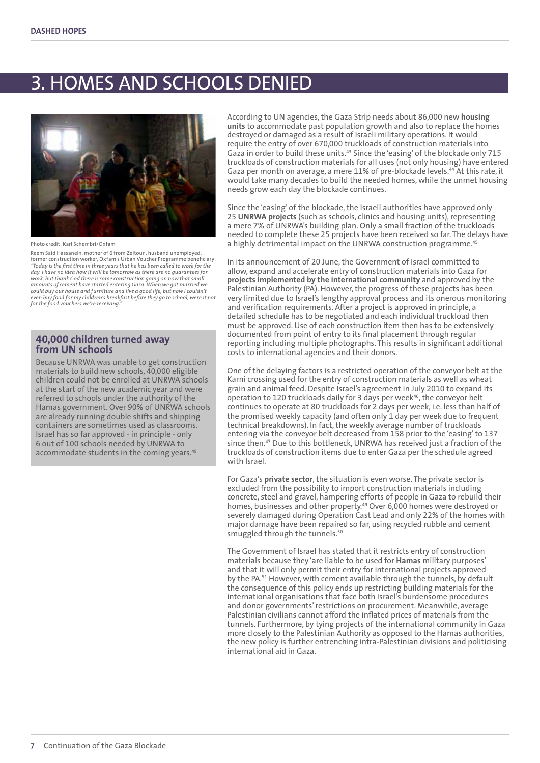# 3. HOMES AND SCHOOLS DENIED

Photo credit: Karl Schembri/Oxfam

Reem Said Hassanein, mother of 6 from Zeitoun, husband unemployed, former construction worker, Oxfam's Urban Voucher Programme beneficiary: *"Today is the first time in three years that he has been called to work for the day. I have no idea how it will be tomorrow as there are no guarantees for work, but thank God there is some construction going on now that small amounts of cement have started entering Gaza. When we got married we could buy our house and furniture and live a good life, but now I couldn't even buy food for my children's breakfast before they go to school, were it not for the food vouchers we're receiving."*

## 40,000 children turned away from UN schools

Because UNRWA was unable to get construction materials to build new schools, 40,000 eligible children could not be enrolled at UNRWA schools at the start of the new academic year and were referred to schools under the authority of the Hamas government. Over 90% of UNRWA schools are already running double shifts and shipping containers are sometimes used as classrooms. Israel has so far approved - in principle - only 6 out of 100 schools needed by UNRWA to accommodate students in the coming years.[48]

According to UN agencies, the Gaza Strip needs about 86,000 new **housing units** to accommodate past population growth and also to replace the homes destroyed or damaged as a result of Israeli military operations. It would require the entry of over 670,000 truckloads of construction materials into Gaza in order to build these units.[43] Since the 'easing' of the blockade only 715 truckloads of construction materials for all uses (not only housing) have entered Gaza per month on average, a mere 11% of pre-blockade levels.[44] At this rate, it would take many decades to build the needed homes, while the unmet housing needs grow each day the blockade continues.

Since the 'easing' of the blockade, the Israeli authorities have approved only 25 **UNRWA projects** (such as schools, clinics and housing units), representing a mere 7% of UNRWA's building plan. Only a small fraction of the truckloads needed to complete these 25 projects have been received so far. The delays have a highly detrimental impact on the UNRWA construction programme.[45]

In its announcement of 20 June, the Government of Israel committed to allow, expand and accelerate entry of construction materials into Gaza for **projects implemented by the international community** and approved by the Palestinian Authority (PA). However, the progress of these projects has been very limited due to Israel's lengthy approval process and its onerous monitoring and verification requirements. After a project is approved in principle, a detailed schedule has to be negotiated and each individual truckload then must be approved. Use of each construction item then has to be extensively documented from point of entry to its final placement through regular reporting including multiple photographs. This results in significant additional costs to international agencies and their donors.

One of the delaying factors is a restricted operation of the conveyor belt at the Karni crossing used for the entry of construction materials as well as wheat grain and animal feed. Despite Israel's agreement in July 2010 to expand its operation to 120 truckloads daily for 3 days per week[46], the conveyor belt continues to operate at 80 truckloads for 2 days per week, i.e. less than half of the promised weekly capacity (and often only 1 day per week due to frequent technical breakdowns). In fact, the weekly average number of truckloads entering via the conveyor belt decreased from 158 prior to the 'easing' to 137 since then.[47] Due to this bottleneck, UNRWA has received just a fraction of the truckloads of construction items due to enter Gaza per the schedule agreed with Israel.

For Gaza's **private sector**, the situation is even worse. The private sector is excluded from the possibility to import construction materials including concrete, steel and gravel, hampering efforts of people in Gaza to rebuild their homes, businesses and other property.[49] Over 6,000 homes were destroyed or severely damaged during Operation Cast Lead and only 22% of the homes with major damage have been repaired so far, using recycled rubble and cement smuggled through the tunnels.[50]

The Government of Israel has stated that it restricts entry of construction materials because they 'are liable to be used for **Hamas** military purposes' and that it will only permit their entry for international projects approved by the PA.[51] However, with cement available through the tunnels, by default the consequence of this policy ends up restricting building materials for the international organisations that face both Israel's burdensome procedures and donor governments' restrictions on procurement. Meanwhile, average Palestinian civilians cannot afford the inflated prices of materials from the tunnels. Furthermore, by tying projects of the international community in Gaza more closely to the Palestinian Authority as opposed to the Hamas authorities, the new policy is further entrenching intra-Palestinian divisions and politicising international aid in Gaza.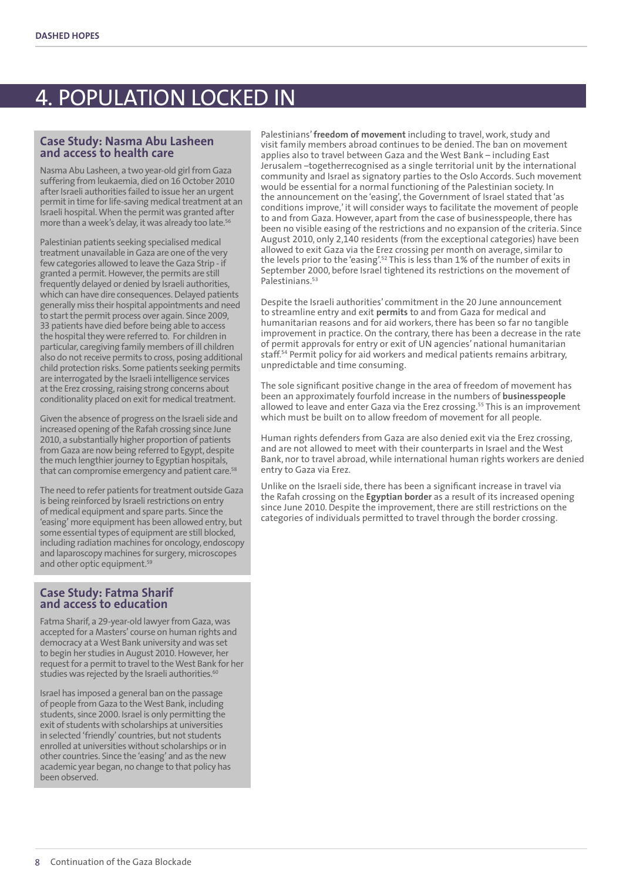# 4. POPULATION LOCKED IN

### Case Study: Nasma Abu Lasheen and access to health care

Nasma Abu Lasheen, a two year-old girl from Gaza suffering from leukaemia, died on 16 October 2010 after Israeli authorities failed to issue her an urgent permit in time for life-saving medical treatment at an Israeli hospital. When the permit was granted after more than a week's delay, it was already too late.[56]

Palestinian patients seeking specialised medical treatment unavailable in Gaza are one of the very few categories allowed to leave the Gaza Strip - if granted a permit. However, the permits are still frequently delayed or denied by Israeli authorities, which can have dire consequences. Delayed patients generally miss their hospital appointments and need to start the permit process over again. Since 2009, 33 patients have died before being able to access the hospital they were referred to. For children in particular, caregiving family members of ill children also do not receive permits to cross, posing additional child protection risks. Some patients seeking permits are interrogated by the Israeli intelligence services at the Erez crossing, raising strong concerns about conditionality placed on exit for medical treatment.

Given the absence of progress on the Israeli side and increased opening of the Rafah crossing since June 2010, a substantially higher proportion of patients from Gaza are now being referred to Egypt, despite the much lengthier journey to Egyptian hospitals, that can compromise emergency and patient care.[58]

The need to refer patients for treatment outside Gaza is being reinforced by Israeli restrictions on entry of medical equipment and spare parts. Since the 'easing' more equipment has been allowed entry, but some essential types of equipment are still blocked, including radiation machines for oncology, endoscopy and laparoscopy machines for surgery, microscopes and other optic equipment.[59]

### Case Study: Fatma Sharif and access to education

Fatma Sharif, a 29-year-old lawyer from Gaza, was accepted for a Masters' course on human rights and democracy at a West Bank university and was set to begin her studies in August 2010. However, her request for a permit to travel to the West Bank for her studies was rejected by the Israeli authorities.[60]

Israel has imposed a general ban on the passage of people from Gaza to the West Bank, including students, since 2000. Israel is only permitting the exit of students with scholarships at universities in selected 'friendly' countries, but not students enrolled at universities without scholarships or in other countries. Since the 'easing' and as the new academic year began, no change to that policy has been observed.

Palestinians' **freedom of movement** including to travel, work, study and visit family members abroad continues to be denied. The ban on movement applies also to travel between Gaza and the West Bank – including East Jerusalem –togetherrecognised as a single territorial unit by the international community and Israel as signatory parties to the Oslo Accords. Such movement would be essential for a normal functioning of the Palestinian society. In the announcement on the 'easing', the Government of Israel stated that 'as conditions improve,' it will consider ways to facilitate the movement of people to and from Gaza. However, apart from the case of businesspeople, there has been no visible easing of the restrictions and no expansion of the criteria. Since August 2010, only 2,140 residents (from the exceptional categories) have been allowed to exit Gaza via the Erez crossing per month on average, similar to the levels prior to the 'easing'.[52] This is less than 1% of the number of exits in September 2000, before Israel tightened its restrictions on the movement of Palestinians.[53]

Despite the Israeli authorities' commitment in the 20 June announcement to streamline entry and exit **permits** to and from Gaza for medical and humanitarian reasons and for aid workers, there has been so far no tangible improvement in practice. On the contrary, there has been a decrease in the rate of permit approvals for entry or exit of UN agencies' national humanitarian staff.[54] Permit policy for aid workers and medical patients remains arbitrary, unpredictable and time consuming.

The sole significant positive change in the area of freedom of movement has been an approximately fourfold increase in the numbers of **businesspeople** allowed to leave and enter Gaza via the Erez crossing.[55] This is an improvement which must be built on to allow freedom of movement for all people.

Human rights defenders from Gaza are also denied exit via the Erez crossing, and are not allowed to meet with their counterparts in Israel and the West Bank, nor to travel abroad, while international human rights workers are denied entry to Gaza via Erez.

Unlike on the Israeli side, there has been a significant increase in travel via the Rafah crossing on the **Egyptian border** as a result of its increased opening since June 2010. Despite the improvement, there are still restrictions on the categories of individuals permitted to travel through the border crossing.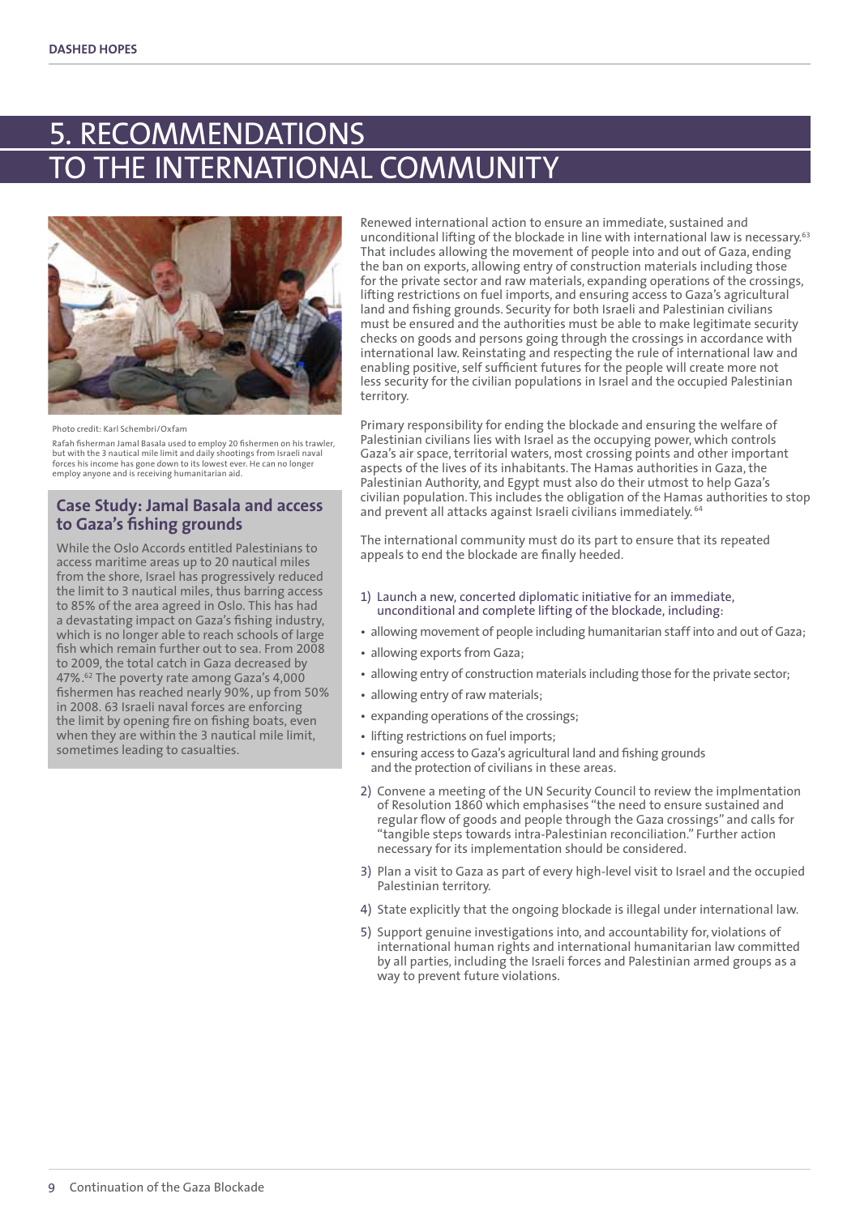# 5. RECOMMENDATIONS TO THE INTERNATIONAL COMMUNITY

Photo credit: Karl Schembri/Oxfam

Rafah fisherman Jamal Basala used to employ 20 fishermen on his trawler, but with the 3 nautical mile limit and daily shootings from Israeli naval forces his income has gone down to its lowest ever. He can no longer employ anyone and is receiving humanitarian aid.

## Case Study: Jamal Basala and access to Gaza's fishing grounds

While the Oslo Accords entitled Palestinians to access maritime areas up to 20 nautical miles from the shore, Israel has progressively reduced the limit to 3 nautical miles, thus barring access to 85% of the area agreed in Oslo. This has had a devastating impact on Gaza's fishing industry, which is no longer able to reach schools of large fish which remain further out to sea. From 2008 to 2009, the total catch in Gaza decreased by 47%.[62] The poverty rate among Gaza's 4,000 fishermen has reached nearly 90%, up from 50% in 2008. 63 Israeli naval forces are enforcing the limit by opening fire on fishing boats, even when they are within the 3 nautical mile limit, sometimes leading to casualties.

Renewed international action to ensure an immediate, sustained and unconditional lifting of the blockade in line with international law is necessary.[63] That includes allowing the movement of people into and out of Gaza, ending the ban on exports, allowing entry of construction materials including those for the private sector and raw materials, expanding operations of the crossings, lifting restrictions on fuel imports, and ensuring access to Gaza's agricultural land and fishing grounds. Security for both Israeli and Palestinian civilians must be ensured and the authorities must be able to make legitimate security checks on goods and persons going through the crossings in accordance with international law. Reinstating and respecting the rule of international law and enabling positive, self sufficient futures for the people will create more not less security for the civilian populations in Israel and the occupied Palestinian territory.

Primary responsibility for ending the blockade and ensuring the welfare of Palestinian civilians lies with Israel as the occupying power, which controls Gaza's air space, territorial waters, most crossing points and other important aspects of the lives of its inhabitants. The Hamas authorities in Gaza, the Palestinian Authority, and Egypt must also do their utmost to help Gaza's civilian population. This includes the obligation of the Hamas authorities to stop and prevent all attacks against Israeli civilians immediately.[64]

The international community must do its part to ensure that its repeated appeals to end the blockade are finally heeded.

1) Launch a new, concerted diplomatic initiative for an immediate, unconditional and complete lifting of the blockade, including:
   - allowing movement of people including humanitarian staff into and out of Gaza;
   - allowing exports from Gaza;
   - allowing entry of construction materials including those for the private sector;
   - allowing entry of raw materials;
   - expanding operations of the crossings;
   - lifting restrictions on fuel imports;
   - ensuring access to Gaza's agricultural land and fishing grounds and the protection of civilians in these areas.
2) Convene a meeting of the UN Security Council to review the implmentation of Resolution 1860 which emphasises "the need to ensure sustained and regular flow of goods and people through the Gaza crossings" and calls for "tangible steps towards intra-Palestinian reconciliation." Further action necessary for its implementation should be considered.
3) Plan a visit to Gaza as part of every high-level visit to Israel and the occupied Palestinian territory.
4) State explicitly that the ongoing blockade is illegal under international law.
5) Support genuine investigations into, and accountability for, violations of international human rights and international humanitarian law committed by all parties, including the Israeli forces and Palestinian armed groups as a way to prevent future violations.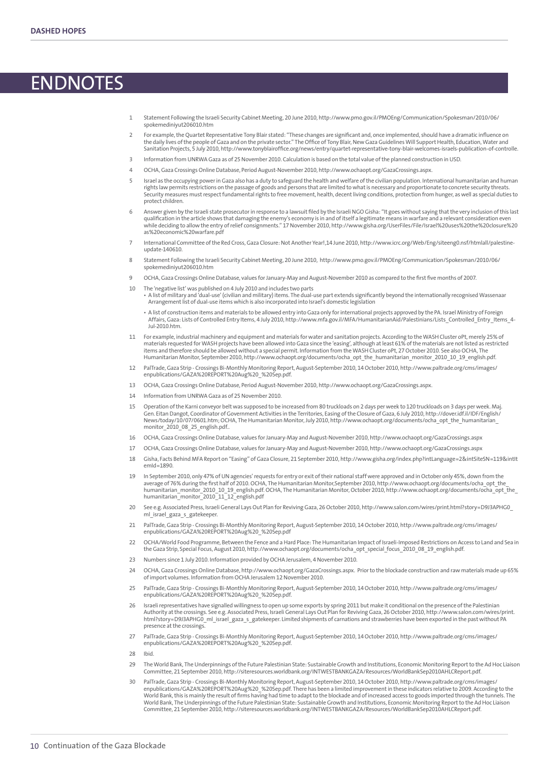# ENDNOTES

1. Statement Following the Israeli Security Cabinet Meeting, 20 June 2010, http://www.pmo.gov.il/PMOEng/Communication/Spokesman/2010/06/spokemediniyut206010.htm
2. For example, the Quartet Representative Tony Blair stated: "These changes are significant and, once implemented, should have a dramatic influence on the daily lives of the people of Gaza and on the private sector." The Office of Tony Blair, New Gaza Guidelines Will Support Health, Education, Water and Sanitation Projects, 5 July 2010, http://www.tonyblairoffice.org/news/entry/quartet-representative-tony-blair-welcomes-israels-publication-of-controlle.
3. Information from UNRWA Gaza as of 25 November 2010. Calculation is based on the total value of the planned construction in USD.
4. OCHA, Gaza Crossings Online Database, Period August-November 2010, http://www.ochaopt.org/GazaCrossings.aspx.
5. Israel as the occupying power in Gaza also has a duty to safeguard the health and welfare of the civilian population. International humanitarian and human rights law permits restrictions on the passage of goods and persons that are limited to what is necessary and proportionate to concrete security threats. Security measures must respect fundamental rights to free movement, health, decent living conditions, protection from hunger, as well as special duties to protect children.
6. Answer given by the Israeli state prosecutor in response to a lawsuit filed by the Israeli NGO Gisha: "It goes without saying that the very inclusion of this last qualification in the article shows that damaging the enemy's economy is in and of itself a legitimate means in warfare and a relevant consideration even while deciding to allow the entry of relief consignments." 17 November 2010, http://www.gisha.org/UserFiles/File/Israel%20uses%20the%20closure%20as%20economic%20warfare.pdf
7. International Committee of the Red Cross, Gaza Closure: Not Another Year!,14 June 2010, http://www.icrc.org/Web/Eng/siteeng0.nsf/htmlall/palestine-update-140610.
8. Statement Following the Israeli Security Cabinet Meeting, 20 June 2010, http://www.pmo.gov.il/PMOEng/Communication/Spokesman/2010/06/spokemediniyut206010.htm
9. OCHA, Gaza Crossings Online Database, values for January-May and August-November 2010 as compared to the first five months of 2007.
10. The 'negative list' was published on 4 July 2010 and includes two parts
    - A list of military and 'dual-use' (civilian and military) items. The dual-use part extends significantly beyond the internationally recognised Wassenaar Arrangement list of dual-use items which is also incorporated into Israel's domestic legislation
    - A list of construction items and materials to be allowed entry into Gaza only for international projects approved by the PA. Israel Ministry of Foreign Affairs, Gaza: Lists of Controlled Entry Items, 4 July 2010, http://www.mfa.gov.il/MFA/HumanitarianAid/Palestinians/Lists_Controlled_Entry_Items_4-Jul-2010.htm.
11. For example, industrial machinery and equipment and materials for water and sanitation projects. According to the WASH Cluster oPt, merely 25% of materials requested for WASH projects have been allowed into Gaza since the 'easing', although at least 61% of the materials are not listed as restricted items and therefore should be allowed without a special permit. Information from the WASH Cluster oPt, 27 October 2010. See also OCHA, The Humanitarian Monitor, September 2010, http://www.ochaopt.org/documents/ocha_opt_the_humanitarian_monitor_2010_10_19_english.pdf.
12. PalTrade, Gaza Strip - Crossings Bi-Monthly Monitoring Report, August-September 2010, 14 October 2010, http://www.paltrade.org/cms/images/enpublications/GAZA%20REPORT%20Aug%20_%20Sep.pdf.
13. OCHA, Gaza Crossings Online Database, Period August-November 2010, http://www.ochaopt.org/GazaCrossings.aspx.
14. Information from UNRWA Gaza as of 25 November 2010.
15. Operation of the Karni conveyor belt was supposed to be increased from 80 truckloads on 2 days per week to 120 truckloads on 3 days per week. Maj. Gen. Eitan Dangot, Coordinator of Government Activities in the Territories, Easing of the Closure of Gaza, 6 July 2010, http://dover.idf.il/IDF/English/News/today/10/07/0601.htm; OCHA, The Humanitarian Monitor, July 2010, http://www.ochaopt.org/documents/ocha_opt_the_humanitarian_monitor_2010_08_25_english.pdf..
16. OCHA, Gaza Crossings Online Database, values for January-May and August-November 2010, http://www.ochaopt.org/GazaCrossings.aspx
17. OCHA, Gaza Crossings Online Database, values for January-May and August-November 2010, http://www.ochaopt.org/GazaCrossings.aspx
18. Gisha, Facts Behind MFA Report on "Easing" of Gaza Closure, 21 September 2010, http://www.gisha.org/index.php?intLanguage=2&intSiteSN=119&intItemId=1890.
19. In September 2010, only 47% of UN agencies' requests for entry or exit of their national staff were approved and in October only 45%, down from the average of 76% during the first half of 2010. OCHA, The Humanitarian Monitor,September 2010, http://www.ochaopt.org/documents/ocha_opt_the_humanitarian_monitor_2010_10_19_english.pdf. OCHA, The Humanitarian Monitor, October 2010, http://www.ochaopt.org/documents/ocha_opt_the_humanitarian_monitor_2010_11_12_english.pdf
20. See e.g. Associated Press, Israeli General Lays Out Plan for Reviving Gaza, 26 October 2010, http://www.salon.com/wires/print.html?story=D9J3APHG0_ml_israel_gaza_s_gatekeeper.
21. PalTrade, Gaza Strip - Crossings Bi-Monthly Monitoring Report, August-September 2010, 14 October 2010, http://www.paltrade.org/cms/images/enpublications/GAZA%20REPORT%20Aug%20_%20Sep.pdf
22. OCHA/World Food Programme, Between the Fence and a Hard Place: The Humanitarian Impact of Israeli-Imposed Restrictions on Access to Land and Sea in the Gaza Strip, Special Focus, August 2010, http://www.ochaopt.org/documents/ocha_opt_special_focus_2010_08_19_english.pdf.
23. Numbers since 1 July 2010. Information provided by OCHA Jerusalem, 4 November 2010.
24. OCHA, Gaza Crossings Online Database, http://www.ochaopt.org/GazaCrossings.aspx. Prior to the blockade construction and raw materials made up 65% of import volumes. Information from OCHA Jerusalem 12 November 2010.
25. PalTrade, Gaza Strip - Crossings Bi-Monthly Monitoring Report, August-September 2010, 14 October 2010, http://www.paltrade.org/cms/images/enpublications/GAZA%20REPORT%20Aug%20_%20Sep.pdf.
26. Israeli representatives have signalled willingness to open up some exports by spring 2011 but make it conditional on the presence of the Palestinian Authority at the crossings. See e.g. Associated Press, Israeli General Lays Out Plan for Reviving Gaza, 26 October 2010, http://www.salon.com/wires/print.html?story=D9J3APHG0_ml_israel_gaza_s_gatekeeper. Limited shipments of carnations and strawberries have been exported in the past without PA presence at the crossings.
27. PalTrade, Gaza Strip - Crossings Bi-Monthly Monitoring Report, August-September 2010, 14 October 2010, http://www.paltrade.org/cms/images/enpublications/GAZA%20REPORT%20Aug%20_%20Sep.pdf.
28. Ibid.
29. The World Bank, The Underpinnings of the Future Palestinian State: Sustainable Growth and Institutions, Economic Monitoring Report to the Ad Hoc Liaison Committee, 21 September 2010, http://siteresources.worldbank.org/INTWESTBANKGAZA/Resources/WorldBankSep2010AHLCReport.pdf.
30. PalTrade, Gaza Strip - Crossings Bi-Monthly Monitoring Report, August-September 2010, 14 October 2010, http://www.paltrade.org/cms/images/enpublications/GAZA%20REPORT%20Aug%20_%20Sep.pdf. There has been a limited improvement in these indicators relative to 2009. According to the World Bank, this is mainly the result of firms having had time to adapt to the blockade and of increased access to goods imported through the tunnels. The World Bank, The Underpinnings of the Future Palestinian State: Sustainable Growth and Institutions, Economic Monitoring Report to the Ad Hoc Liaison Committee, 21 September 2010, http://siteresources.worldbank.org/INTWESTBANKGAZA/Resources/WorldBankSep2010AHLCReport.pdf.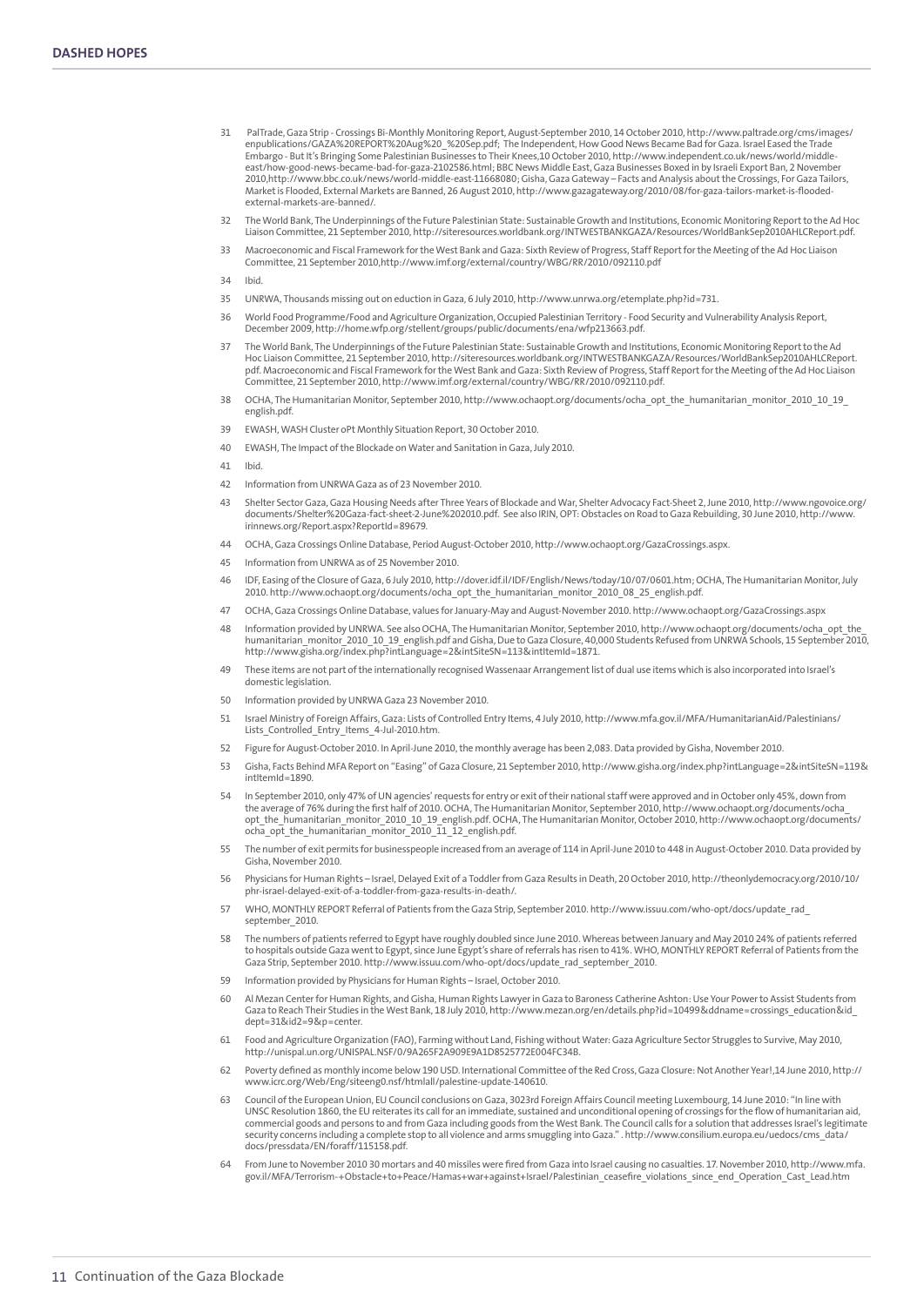31 PalTrade, Gaza Strip - Crossings Bi-Monthly Monitoring Report, August-September 2010, 14 October 2010, http://www.paltrade.org/cms/images/enpublications/GAZA%20REPORT%20Aug%20_%20Sep.pdf; The Independent, How Good News Became Bad for Gaza. Israel Eased the Trade Embargo - But It's Bringing Some Palestinian Businesses to Their Knees,10 October 2010, http://www.independent.co.uk/news/world/middle-east/how-good-news-became-bad-for-gaza-2102586.html; BBC News Middle East, Gaza Businesses Boxed in by Israeli Export Ban, 2 November 2010,http://www.bbc.co.uk/news/world-middle-east-11668080; Gisha, Gaza Gateway – Facts and Analysis about the Crossings, For Gaza Tailors, Market is Flooded, External Markets are Banned, 26 August 2010, http://www.gazagateway.org/2010/08/for-gaza-tailors-market-is-flooded-external-markets-are-banned/.

32 The World Bank, The Underpinnings of the Future Palestinian State: Sustainable Growth and Institutions, Economic Monitoring Report to the Ad Hoc Liaison Committee, 21 September 2010, http://siteresources.worldbank.org/INTWESTBANKGAZA/Resources/WorldBankSep2010AHLCReport.pdf.

33 Macroeconomic and Fiscal Framework for the West Bank and Gaza: Sixth Review of Progress, Staff Report for the Meeting of the Ad Hoc Liaison Committee, 21 September 2010,http://www.imf.org/external/country/WBG/RR/2010/092110.pdf

34 Ibid.

35 UNRWA, Thousands missing out on eduction in Gaza, 6 July 2010, http://www.unrwa.org/etemplate.php?id=731.

36 World Food Programme/Food and Agriculture Organization, Occupied Palestinian Territory - Food Security and Vulnerability Analysis Report, December 2009, http://home.wfp.org/stellent/groups/public/documents/ena/wfp213663.pdf.

37 The World Bank, The Underpinnings of the Future Palestinian State: Sustainable Growth and Institutions, Economic Monitoring Report to the Ad Hoc Liaison Committee, 21 September 2010, http://siteresources.worldbank.org/INTWESTBANKGAZA/Resources/WorldBankSep2010AHLCReport.pdf. Macroeconomic and Fiscal Framework for the West Bank and Gaza: Sixth Review of Progress, Staff Report for the Meeting of the Ad Hoc Liaison Committee, 21 September 2010, http://www.imf.org/external/country/WBG/RR/2010/092110.pdf.

38 OCHA, The Humanitarian Monitor, September 2010, http://www.ochaopt.org/documents/ocha_opt_the_humanitarian_monitor_2010_10_19_english.pdf.

39 EWASH, WASH Cluster oPt Monthly Situation Report, 30 October 2010.

40 EWASH, The Impact of the Blockade on Water and Sanitation in Gaza, July 2010.

41 Ibid.

42 Information from UNRWA Gaza as of 23 November 2010.

43 Shelter Sector Gaza, Gaza Housing Needs after Three Years of Blockade and War, Shelter Advocacy Fact-Sheet 2, June 2010, http://www.ngovoice.org/documents/Shelter%20Gaza-fact-sheet-2-June%202010.pdf. See also IRIN, OPT: Obstacles on Road to Gaza Rebuilding, 30 June 2010, http://www.irinnews.org/Report.aspx?ReportId=89679.

44 OCHA, Gaza Crossings Online Database, Period August-October 2010, http://www.ochaopt.org/GazaCrossings.aspx.

45 Information from UNRWA as of 25 November 2010.

46 IDF, Easing of the Closure of Gaza, 6 July 2010, http://dover.idf.il/IDF/English/News/today/10/07/0601.htm; OCHA, The Humanitarian Monitor, July 2010. http://www.ochaopt.org/documents/ocha_opt_the_humanitarian_monitor_2010_08_25_english.pdf.

47 OCHA, Gaza Crossings Online Database, values for January-May and August-November 2010. http://www.ochaopt.org/GazaCrossings.aspx

48 Information provided by UNRWA. See also OCHA, The Humanitarian Monitor, September 2010, http://www.ochaopt.org/documents/ocha_opt_the_humanitarian_monitor_2010_10_19_english.pdf and Gisha, Due to Gaza Closure, 40,000 Students Refused from UNRWA Schools, 15 September 2010, http://www.gisha.org/index.php?intLanguage=2&intSiteSN=113&intItemId=1871.

49 These items are not part of the internationally recognised Wassenaar Arrangement list of dual use items which is also incorporated into Israel's domestic legislation.

50 Information provided by UNRWA Gaza 23 November 2010.

51 Israel Ministry of Foreign Affairs, Gaza: Lists of Controlled Entry Items, 4 July 2010, http://www.mfa.gov.il/MFA/HumanitarianAid/Palestinians/Lists_Controlled_Entry_Items_4-Jul-2010.htm.

52 Figure for August-October 2010. In April-June 2010, the monthly average has been 2,083. Data provided by Gisha, November 2010.

53 Gisha, Facts Behind MFA Report on "Easing" of Gaza Closure, 21 September 2010, http://www.gisha.org/index.php?intLanguage=2&intSiteSN=119&intItemId=1890.

54 In September 2010, only 47% of UN agencies' requests for entry or exit of their national staff were approved and in October only 45%, down from the average of 76% during the first half of 2010. OCHA, The Humanitarian Monitor, September 2010, http://www.ochaopt.org/documents/ocha_opt_the_humanitarian_monitor_2010_10_19_english.pdf. OCHA, The Humanitarian Monitor, October 2010, http://www.ochaopt.org/documents/ocha_opt_the_humanitarian_monitor_2010_11_12_english.pdf.

55 The number of exit permits for businesspeople increased from an average of 114 in April-June 2010 to 448 in August-October 2010. Data provided by Gisha, November 2010.

56 Physicians for Human Rights – Israel, Delayed Exit of a Toddler from Gaza Results in Death, 20 October 2010, http://theonlydemocracy.org/2010/10/phr-israel-delayed-exit-of-a-toddler-from-gaza-results-in-death/.

57 WHO, MONTHLY REPORT Referral of Patients from the Gaza Strip, September 2010. http://www.issuu.com/who-opt/docs/update_rad_september_2010.

58 The numbers of patients referred to Egypt have roughly doubled since June 2010. Whereas between January and May 2010 24% of patients referred to hospitals outside Gaza went to Egypt, since June Egypt's share of referrals has risen to 41%. WHO, MONTHLY REPORT Referral of Patients from the Gaza Strip, September 2010. http://www.issuu.com/who-opt/docs/update_rad_september_2010.

59 Information provided by Physicians for Human Rights – Israel, October 2010.

60 Al Mezan Center for Human Rights, and Gisha, Human Rights Lawyer in Gaza to Baroness Catherine Ashton: Use Your Power to Assist Students from Gaza to Reach Their Studies in the West Bank, 18 July 2010, http://www.mezan.org/en/details.php?id=10499&ddname=crossings_education&id_dept=31&id2=9&p=center.

61 Food and Agriculture Organization (FAO), Farming without Land, Fishing without Water: Gaza Agriculture Sector Struggles to Survive, May 2010, http://unispal.un.org/UNISPAL.NSF/0/9A265F2A909E9A1D8525772E004FC34B.

62 Poverty defined as monthly income below 190 USD. International Committee of the Red Cross, Gaza Closure: Not Another Year!,14 June 2010, http://www.icrc.org/Web/Eng/siteeng0.nsf/htmlall/palestine-update-140610.

63 Council of the European Union, EU Council conclusions on Gaza, 3023rd Foreign Affairs Council meeting Luxembourg, 14 June 2010: "In line with UNSC Resolution 1860, the EU reiterates its call for an immediate, sustained and unconditional opening of crossings for the flow of humanitarian aid, commercial goods and persons to and from Gaza including goods from the West Bank. The Council calls for a solution that addresses Israel's legitimate security concerns including a complete stop to all violence and arms smuggling into Gaza." . http://www.consilium.europa.eu/uedocs/cms_data/docs/pressdata/EN/foraff/115158.pdf.

64 From June to November 2010 30 mortars and 40 missiles were fired from Gaza into Israel causing no casualties. 17. November 2010, http://www.mfa.gov.il/MFA/Terrorism-+Obstacle+to+Peace/Hamas+war+against+Israel/Palestinian_ceasefire_violations_since_end_Operation_Cast_Lead.htm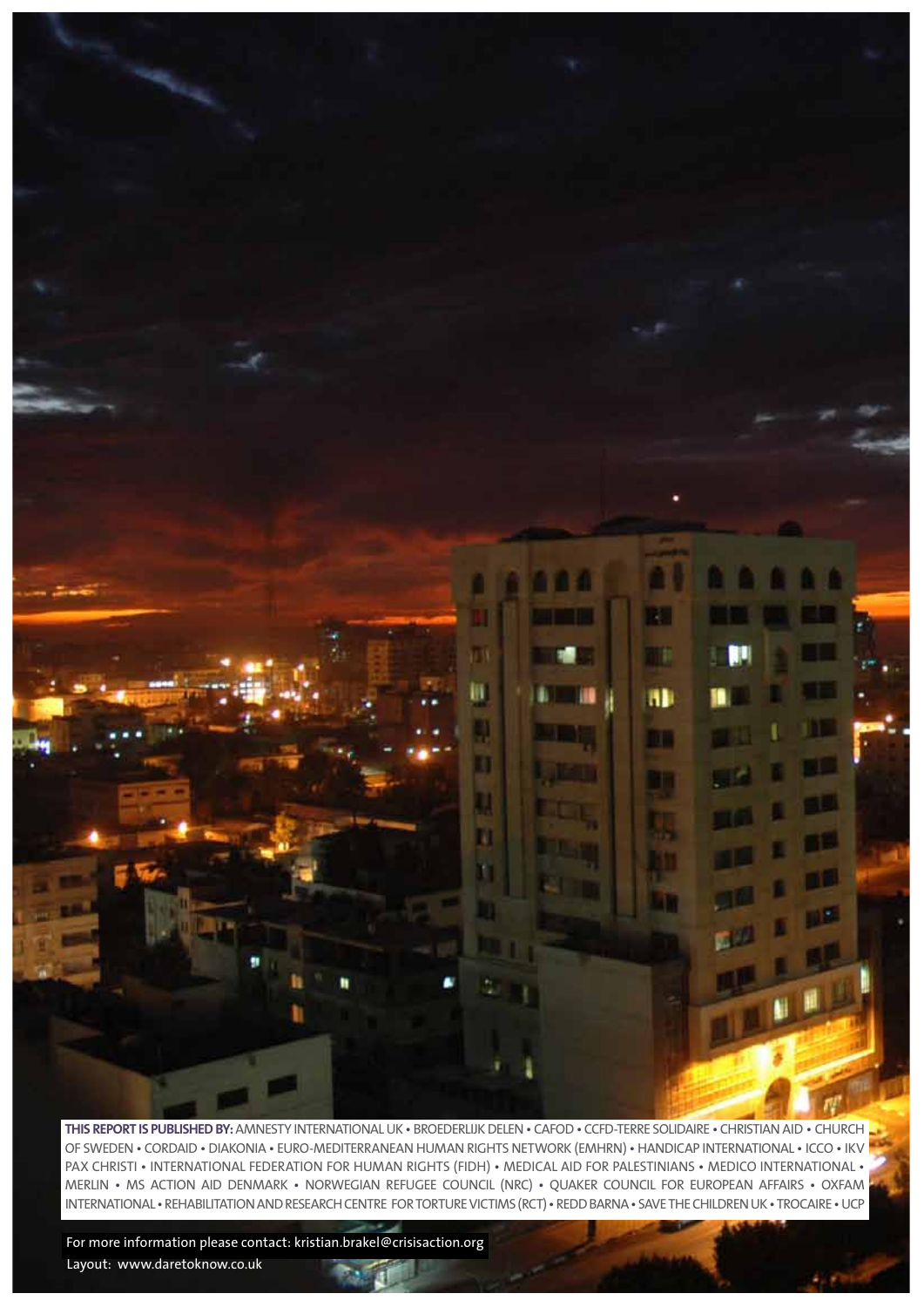**THIS REPORT IS PUBLISHED BY:** AMNESTY INTERNATIONAL UK • BROEDERLIJK DELEN • CAFOD • CCFD-TERRE SOLIDAIRE • CHRISTIAN AID • CHURCH OF SWEDEN • CORDAID • DIAKONIA • EURO-MEDITERRANEAN HUMAN RIGHTS NETWORK (EMHRN) • HANDICAP INTERNATIONAL • ICCO • IKV PAX CHRISTI • INTERNATIONAL FEDERATION FOR HUMAN RIGHTS (FIDH) • MEDICAL AID FOR PALESTINIANS • MEDICO INTERNATIONAL • MERLIN • MS ACTION AID DENMARK • NORWEGIAN REFUGEE COUNCIL (NRC) • QUAKER COUNCIL FOR EUROPEAN AFFAIRS • OXFAM INTERNATIONAL • REHABILITATION AND RESEARCH CENTRE FOR TORTURE VICTIMS (RCT) • REDD BARNA • SAVE THE CHILDREN UK • TROCAIRE • UCP

For more information please contact: kristian.brakel@crisisaction.org

Layout: www.daretoknow.co.uk